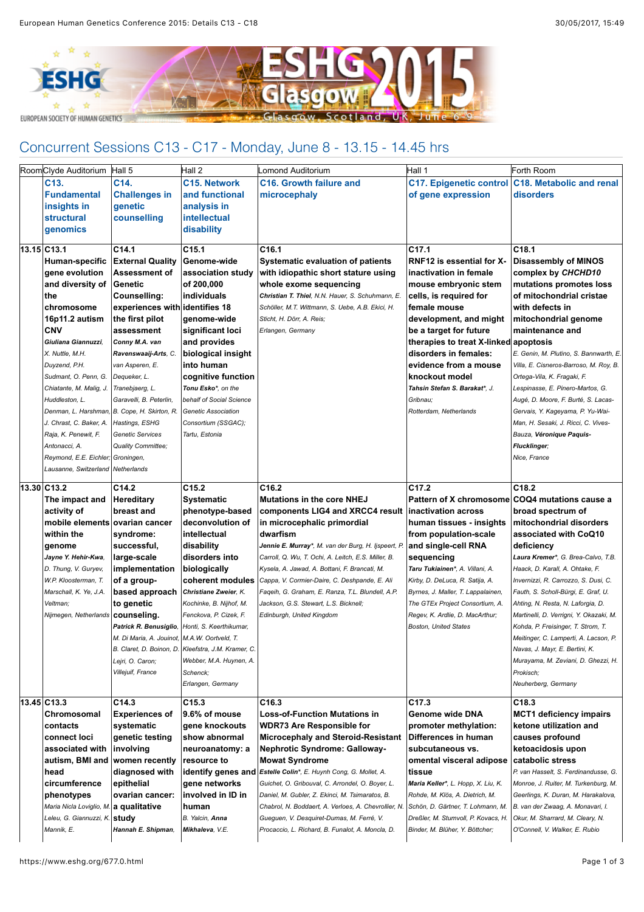## Concurrent Sessions C13 - C17 - Monday, June 8 - 13.15 - 14.45 hrs

| Room | Clyde Auditorium | Hall 5 | Hall 2 | Lomond Auditorium | Hall 1 | Forth Room |
|---|---|---|---|---|---|---|
| | **C13. Fundamental insights in structural genomics** | **C14. Challenges in genetic counselling** | **C15. Network and functional analysis in intellectual disability** | **C16. Growth failure and microcephaly** | **C17. Epigenetic control of gene expression** | **C18. Metabolic and renal disorders** |
| 13.15 | **C13.1** **Human-specific gene evolution and diversity of the chromosome 16p11.2 autism CNV** *Giuliana Giannuzzi*, X. Nuttle, M.H. Duyzend, P.H. Sudmant, O. Penn, G. Chiatante, M. Malig, J. Huddleston, L. Denman, L. Harshman, J. Chrast, C. Baker, A. Raja, K. Penewit, F. Antonacci, A. Reymond, E.E. Eichler; Lausanne, Switzerland | **C14.1** **External Quality Assessment of Genetic Counselling: experiences with the first pilot assessment** *Conny M.A. van Ravenswaaij-Arts*, C. van Asperen, E. Dequeker, L. Tranebjaerg, L. Garavelli, B. Peterlin, B. Cope, H. Skirton, R. Hastings, ESHG Genetic Services Quality Committee; Groningen, Netherlands | **C15.1** **Genome-wide association study of 200,000 individuals identifies 18 genome-wide significant loci and provides biological insight into human cognitive function** *Tonu Esko\**, on the behalf of Social Science Genetic Association Consortium (SSGAC); Tartu, Estonia | **C16.1** **Systematic evaluation of patients with idiopathic short stature using whole exome sequencing** *Christian T. Thiel*, N.N. Hauer, S. Schuhmann, E. Schöller, M.T. Wittmann, S. Uebe, A.B. Ekici, H. Sticht, H. Dörr, A. Reis; Erlangen, Germany | **C17.1** **RNF12 is essential for X-inactivation in female mouse embryonic stem cells, is required for female mouse development, and might be a target for future therapies to treat X-linked disorders in females: evidence from a mouse knockout model** *Tahsin Stefan S. Barakat\**, J. Gribnau; Rotterdam, Netherlands | **C18.1** **Disassembly of MINOS complex by *CHCHD10* mutations promotes loss of mitochondrial cristae with defects in mitochondrial genome maintenance and apoptosis** E. Genin, M. Plutino, S. Bannwarth, E. Villa, E. Cisneros-Barroso, M. Roy, B. Ortega-Vila, K. Fragaki, F. Lespinasse, E. Pinero-Martos, G. Augé, D. Moore, F. Burté, S. Lacas-Gervais, Y. Kageyama, P. Yu-Wai-Man, H. Sesaki, J. Ricci, C. Vives-Bauza, *Véronique Paquis-Flucklinger*; Nice, France |
| 13.30 | **C13.2** **The impact and activity of mobile elements within the genome** *Jayne Y. Hehir-Kwa*, D. Thung, V. Guryev, W.P. Kloosterman, T. Marschall, K. Ye, J.A. Veltman; Nijmegen, Netherlands | **C14.2** **Hereditary breast and ovarian cancer syndrome: successful, large-scale implementation of a group-based approach to genetic counseling.** *Patrick R. Benusiglio*, M. Di Maria, A. Jouinot, B. Claret, D. Boinon, D. Lejri, O. Caron; Villejuif, France | **C15.2** **Systematic phenotype-based deconvolution of intellectual disability disorders into biologically coherent modules** *Christiane Zweier*, K. Kochinke, B. Nijhof, M. Fenckova, P. Cizek, F. Honti, S. Keerthikumar, M.A.W. Oortveld, T. Kleefstra, J.M. Kramer, C. Webber, M.A. Huynen, A. Schenck; Erlangen, Germany | **C16.2** **Mutations in the core NHEJ components LIG4 and XRCC4 result in microcephalic primordial dwarfism** *Jennie E. Murray\**, M. van der Burg, H. Ijspeert, P. Carroll, Q. Wu, T. Ochi, A. Leitch, E.S. Miller, B. Kysela, A. Jawad, A. Bottani, F. Brancati, M. Cappa, V. Cormier-Daire, C. Deshpande, E. Ali Faqeih, G. Graham, E. Ranza, T.L. Blundell, A.P. Jackson, G.S. Stewart, L.S. Bicknell; Edinburgh, United Kingdom | **C17.2** **Pattern of X chromosome inactivation across human tissues - insights from population-scale and single-cell RNA sequencing** *Taru Tukiainen\**, A. Villani, A. Kirby, D. DeLuca, R. Satija, A. Byrnes, J. Maller, T. Lappalainen, The GTEx Project Consortium, A. Regev, K. Ardlie, D. MacArthur; Boston, United States | **C18.2** **COQ4 mutations cause a broad spectrum of mitochondrial disorders associated with CoQ10 deficiency** *Laura Kremer\**, G. Brea-Calvo, T.B. Haack, D. Karall, A. Ohtake, F. Invernizzi, R. Carrozzo, S. Dusi, C. Fauth, S. Scholl-Bürgi, E. Graf, U. Ahting, N. Resta, N. Laforgia, D. Martinelli, D. Verrigni, Y. Okazaki, M. Kohda, P. Freisinger, T. Strom, T. Meitinger, C. Lamperti, A. Lacson, P. Navas, J. Mayr, E. Bertini, K. Murayama, M. Zeviani, D. Ghezzi, H. Prokisch; Neuherberg, Germany |
| 13.45 | **C13.3** **Chromosomal contacts connect loci associated with autism, BMI and head circumference phenotypes** Maria Nicla Loviglio, M. Leleu, G. Giannuzzi, K. Mannik, E. | **C14.3** **Experiences of systematic genetic testing involving women recently diagnosed with epithelial ovarian cancer: a qualitative study** *Hannah E. Shipman*, | **C15.3** **9.6% of mouse gene knockouts show abnormal neuroanatomy: a resource to identify genes and gene networks involved in ID in human** B. Yalcin, *Anna Mikhaleva*, V.E. | **C16.3** **Loss-of-Function Mutations in WDR73 Are Responsible for Microcephaly and Steroid-Resistant Nephrotic Syndrome: Galloway-Mowat Syndrome** *Estelle Colin\**, E. Huynh Cong, G. Mollet, A. Guichet, O. Gribouval, C. Arrondel, O. Boyer, L. Daniel, M. Gubler, Z. Ekinci, M. Tsimaratos, B. Chabrol, N. Boddaert, A. Verloes, A. Chevrollier, N. Gueguen, V. Desquiret-Dumas, M. Ferré, V. Procaccio, L. Richard, B. Funalot, A. Moncla, D. | **C17.3** **Genome wide DNA promoter methylation: Differences in human subcutaneous vs. omental visceral adipose tissue** *Maria Keller\**, L. Hopp, X. Liu, K. Rohde, M. Klös, A. Dietrich, M. Schön, D. Gärtner, T. Lohmann, M. Dreßler, M. Stumvoll, P. Kovacs, H. Binder, M. Blüher, Y. Böttcher; | **C18.3** **MCT1 deficiency impairs ketone utilization and causes profound ketoacidosis upon catabolic stress** P. van Hasselt, S. Ferdinandusse, G. Monroe, J. Ruiter, M. Turkenburg, M. Geerlings, K. Duran, M. Harakalova, B. van der Zwaag, A. Monavari, I. Okur, M. Sharrard, M. Cleary, N. O'Connell, V. Walker, E. Rubio |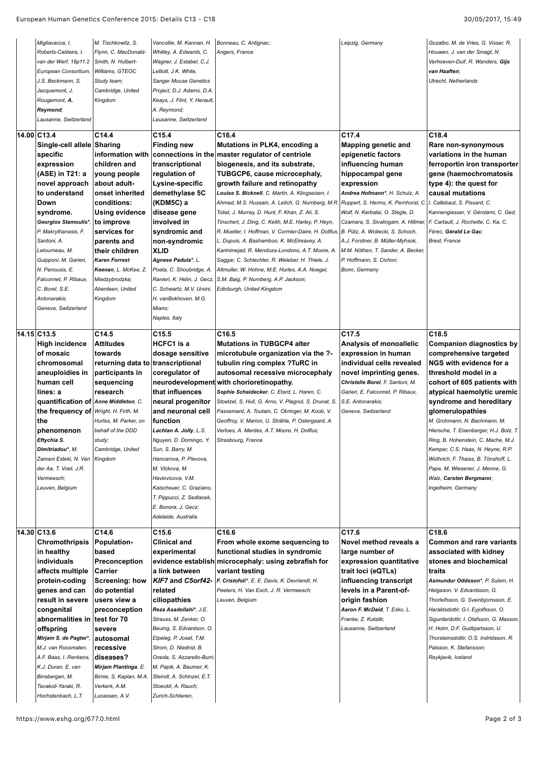| | C13 | C14 | C15 | C16 | C17 | C18 |
|---|---|---|---|---|---|---|
| | Migliavacca, I. Roberts-Caldeira, I. van der Werf, 16p11.2 European Consortium, J.S. Beckmann, S. Jacquemont, J. Rougemont, **A. Reymond**; Lausanne, Switzerland | M. Tischkowitz, S. Flynn, C. MacDonald-Smith, N. Hulbert-Williams, GTEOC Study team; Cambridge, United Kingdom | Vancollie, M. Kannan, H. Whitley, A. Edwards, C. Wagner, J. Estabel, C.J. Lelliott, J.K. White, Sanger Mouse Genetics Project, D.J. Adams, D.A. Keays, J. Flint, Y. Herault, A. Reymond; Lausanne, Switzerland | Bonneau, C. Antignac; Angers, France | Leipzig, Germany | Gozalbo, M. de Vries, G. Visser, R. Houwen, J. van der Smagt, N. Verhoeven-Duif, R. Wanders, **Gijs van Haaften**; Utrecht, Netherlands |
| 14.00 | **C13.4** **Single-cell allele specific expression (ASE) in T21: a novel approach to understand Down syndrome.** *Georgios Stamoulis\**, P. Makrythanasis, F. Santoni, A. Letourneau, M. Guipponi, M. Garieri, N. Panousis, E. Falconnet, P. Ribaux, C. Borel, S.E. Antonarakis; Geneva, Switzerland | **C14.4** **Sharing information with children and young people about adult-onset inherited conditions: Using evidence to improve services for parents and their children** ***Karen Forrest Keenan***, L. McKee, Z. Miedzybrodzka; Aberdeen, United Kingdom | **C15.4** **Finding new connections in the transcriptional regulation of Lysine-specific demethylase 5C (KDM5C) a disease gene involved in syndromic and non-syndromic XLID** *Agnese Padula\**, L. Poeta, C. Shoubridge, A. Ranieri, K. Helin, J. Gecz, C. Schwartz, M.V. Ursini, H. vanBokhoven, M.G. Miano; Naples, Italy | **C16.4** **Mutations in PLK4, encoding a master regulator of centriole biogenesis, and its substrate, TUBGCP6, cause microcephaly, growth failure and retinopathy** *Louise S. Bicknell*, C. Martin, A. Klingseisen, I. Ahmad, M.S. Hussain, A. Leitch, G. Nurnberg, M.R. Toliat, J. Murray, D. Hunt, F. Khan, Z. Ali, S. Tinschert, J. Ding, C. Keith, M.E. Harley, P. Heyn, R. Mueller, I. Hoffman, V. Cormier-Daire, H. Dollfus, L. Dupuis, A. Bashamboo, K. McElreavey, A. Kariminejad, R. Mendoza-Londono, A.T. Moore, A. Saggar, C. Schlechter, R. Weleber, H. Thiele, J. Altmuller, W. Hohne, M.E. Hurles, A.A. Noegel, S.M. Baig, P. Nurnberg, A.P. Jackson; Edinburgh, United Kingdom | **C17.4** **Mapping genetic and epigenetic factors influencing human hippocampal gene expression** *Andrea Hofmann\**, H. Schulz, A. Ruppert, S. Herms, K. Pernhorst, C. Wolf, N. Kerbalai, O. Stegle, D. Czamara, S. Sivalingam, A. Hillmer, B. Pütz, A. Woitecki, S. Schoch, A.J. Forstner, B. Müller-Myhsok, M.M. Nöthen, T. Sander, A. Becker, P. Hoffmann, S. Cichon; Bonn, Germany | **C18.4** **Rare non-synonymous variations in the human ferroportin iron transporter gene (haemochromatosis type 4): the quest for causal mutations** I. Callebaut, S. Pissard, C. Kannengiesser, V. Gérolami, C. Ged, F. Cartault, J. Rochette, C. Ka, C. Férec, ***Gérald Le Gac***; Brest, France |
| 14.15 | **C13.5** **High incidence of mosaic chromosomal aneuploidies in human cell lines: a quantification of the frequency of the phenomenon** *Eftychia S. Dimitriadou\**, M. Zamani Esteki, N. Van der Aa, T. Voet, J.R. Vermeesch; Leuven, Belgium | **C14.5** **Attitudes towards returning data to participants in sequencing research** ***Anne Middleton***, C. Wright, H. Firth, M. Hurles, M. Parker, on behalf of the DDD study; Cambridge, United Kingdom | **C15.5** **HCFC1 is a dosage sensitive transcriptional coregulator of neurodevelopment that influences neural progenitor and neuronal cell function** *Lachlan A. Jolly*, L.S. Nguyen, D. Domingo, Y. Sun, S. Barry, M. Hancarova, P. Plevova, M. Vlckova, M. Havlovicova, V.M. Kalscheuer, C. Graziano, T. Pippucci, Z. Sedlacek, E. Bonora, J. Gecz; Adelaide, Australia | **C16.5** **Mutations in TUBGCP4 alter microtubule organization via the ?-tubulin ring complex ?TuRC in autosomal recessive microcephaly with chorioretinopathy.** *Sophie Scheidecker*, C. Etard, L. Haren, C. Stoetzel, S. Hull, G. Arno, V. Plagnol, S. Drunat, S. Passemard, A. Toutain, C. Obringer, M. Koob, V. Geoffroy, V. Marion, U. Strähle, P. Ostergaard, A. Verloes, A. Merdes, A.T. Moore, H. Dollfus; Strasbourg, France | **C17.5** **Analysis of monoallelic expression in human individual cells revealed novel imprinting genes.** *Christelle Borel*, F. Santoni, M. Garieri, E. Falconnet, P. Ribaux, S.E. Antonarakis; Geneva, Switzerland | **C18.5** **Companion diagnostics by comprehensive targeted NGS with evidence for a threshold model in a cohort of 605 patients with atypical haemolytic uremic syndrome and hereditary glomerulopathies** M. Grohmann, N. Bachmann, M. Hiersche, T. Eisenberger, H.J. Bolz, T. Ring, B. Hohenstein, C. Mache, M.J. Kemper, C.S. Haas, N. Heyne, R.P. Wüthrich, F. Thaiss, B. Tönshoff, L. Pape, M. Wiesener, J. Menne, G. Walz, ***Carsten Bergmann***; Ingelheim, Germany |
| 14.30 | **C13.6** **Chromothripsis in healthy individuals affects multiple protein-coding genes and can result in severe congenital abnormalities in offspring** *Mirjam S. de Pagter\**, M.J. van Roosmalen, A.F. Baas, I. Renkens, K.J. Duran, E. van Binsbergen, M. Tavakoli-Yaraki, R. Hochstenbach, L.T. | **C14.6** **Population-based Preconception Carrier Screening: how do potential users view a preconception test for 70 severe autosomal recessive diseases?** ***Mirjam Plantinga***, E. Birnie, S. Kaplan, M.A. Verkerk, A.M. Lucassen, A.V. | **C15.6** **Clinical and experimental evidence establish a link between *KIF7* and *C5orf42*-related ciliopathies** *Reza Asadollahi\**, J.E. Strauss, M. Zenker, O. Beuing, S. Edvardson, O. Elpeleg, P. Joset, T.M. Strom, D. Niedrist, B. Oneda, S. Azzarello-Burri, M. Papik, A. Baumer, K. Steindl, A. Schinzel, E.T. Stoeckli, A. Rauch; Zurich-Schlieren, | **C16.6** **From whole exome sequencing to functional studies in syndromic microcephaly: using zebrafish for variant testing** *F. Cristofoli\**, E. E. Davis, K. Devriendt, H. Peeters, H. Van Esch, J. R. Vermeesch; Leuven, Belgium | **C17.6** **Novel method reveals a large number of expression quantitative trait loci (eQTLs) influencing transcript levels in a Parent-of-origin fashion** *Aaron F. McDaid*, T. Esko, L. Franke, Z. Kutalik; Lausanne, Switzerland | **C18.6** **Common and rare variants associated with kidney stones and biochemical traits** *Asmundur Oddsson\**, P. Sulem, H. Helgason, V. Edvardsson, G. Thorleifsson, G. Sveinbjornsson, E. Haraldsdottir, G.I. Eyjolfsson, O. Sigurdardottir, I. Olafsson, G. Masson, H. Holm, D.F. Gudbjartsson, U. Thorsteinsdottir, O.S. Indridason, R. Palsson, K. Stefansson; Reykjavik, Iceland |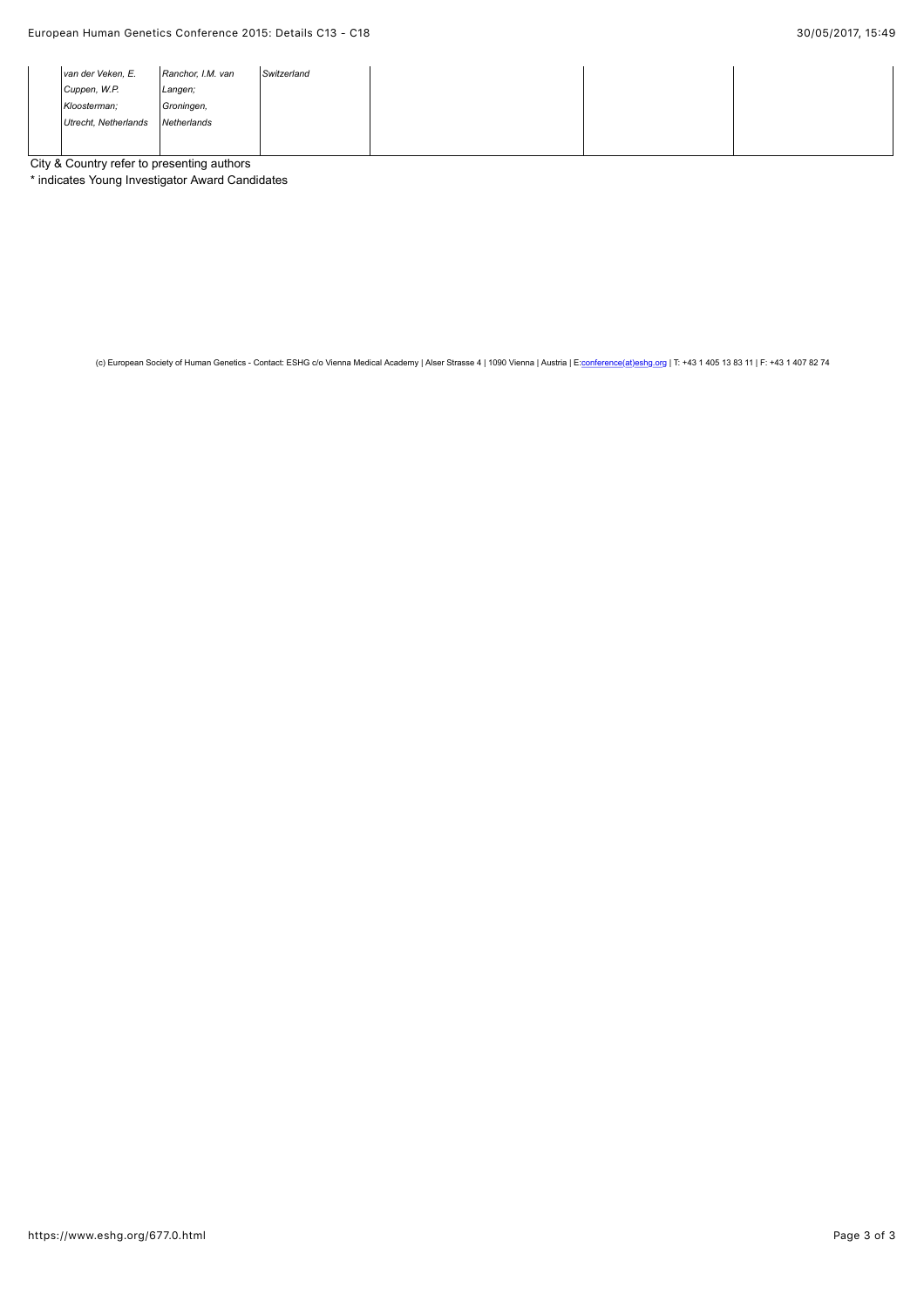| | | | | | | |
|---|---|---|---|---|---|---|
| | *van der Veken, E. Cuppen, W.P. Kloosterman; Utrecht, Netherlands* | *Ranchor, I.M. van Langen; Groningen, Netherlands* | *Switzerland* | | | |

City & Country refer to presenting authors

* indicates Young Investigator Award Candidates

(c) European Society of Human Genetics - Contact: ESHG c/o Vienna Medical Academy | Alser Strasse 4 | 1090 Vienna | Austria | E:conference(at)eshg.org | T: +43 1 405 13 83 11 | F: +43 1 407 82 74